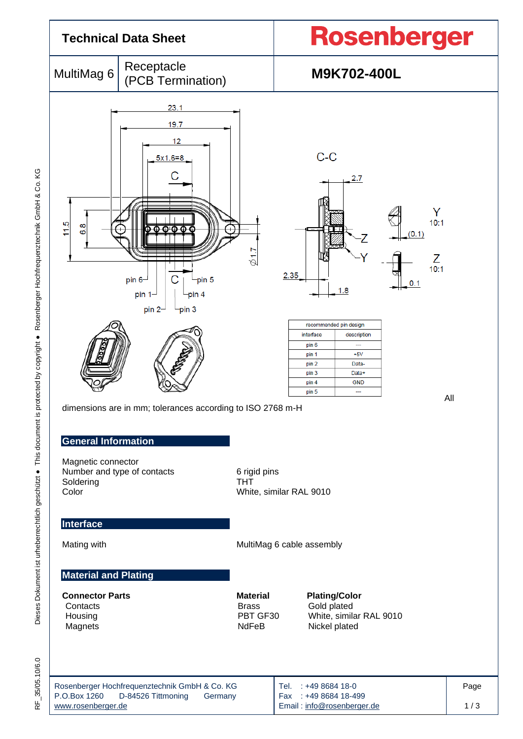# Technical Data Sheet

**Rosenberger**

| MultiMag 6 | Receptacle (PCB Termination) | **M9K702-400L** |
|---|---|---|

| recommended pin design | |
|---|---|
| interface | description |
| pin 6 | --- |
| pin 1 | +5V |
| pin 2 | Data- |
| pin 3 | Data+ |
| pin 4 | GND |
| pin 5 | --- |

All

dimensions are in mm; tolerances according to ISO 2768 m-H

## General Information

| | |
|---|---|
| Magnetic connector | |
| Number and type of contacts | 6 rigid pins |
| Soldering | THT |
| Color | White, similar RAL 9010 |

## Interface

| | |
|---|---|
| Mating with | MultiMag 6 cable assembly |

## Material and Plating

| **Connector Parts** | **Material** | **Plating/Color** |
|---|---|---|
| Contacts | Brass | Gold plated |
| Housing | PBT GF30 | White, similar RAL 9010 |
| Magnets | NdFeB | Nickel plated |

Rosenberger Hochfrequenztechnik GmbH & Co. KG
P.O.Box 1260 D-84526 Tittmoning Germany
www.rosenberger.de

Tel. : +49 8684 18-0
Fax : +49 8684 18-499
Email : info@rosenberger.de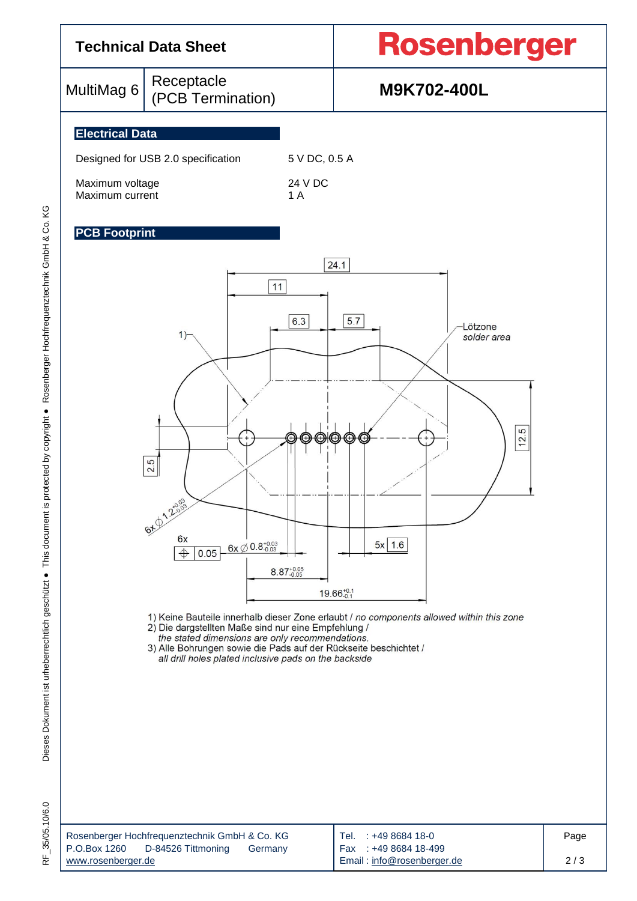| Technical Data Sheet | | Rosenberger |
|---|---|---|
| MultiMag 6 | Receptacle (PCB Termination) | M9K702-400L |

## Electrical Data

| | |
|---|---|
| Designed for USB 2.0 specification | 5 V DC, 0.5 A |
| Maximum voltage | 24 V DC |
| Maximum current | 1 A |

## PCB Footprint

1) Keine Bauteile innerhalb dieser Zone erlaubt / *no components allowed within this zone*
2) Die dargstellten Maße sind nur eine Empfehlung /
   *the stated dimensions are only recommendations.*
3) Alle Bohrungen sowie die Pads auf der Rückseite beschichtet /
   *all drill holes plated inclusive pads on the backside*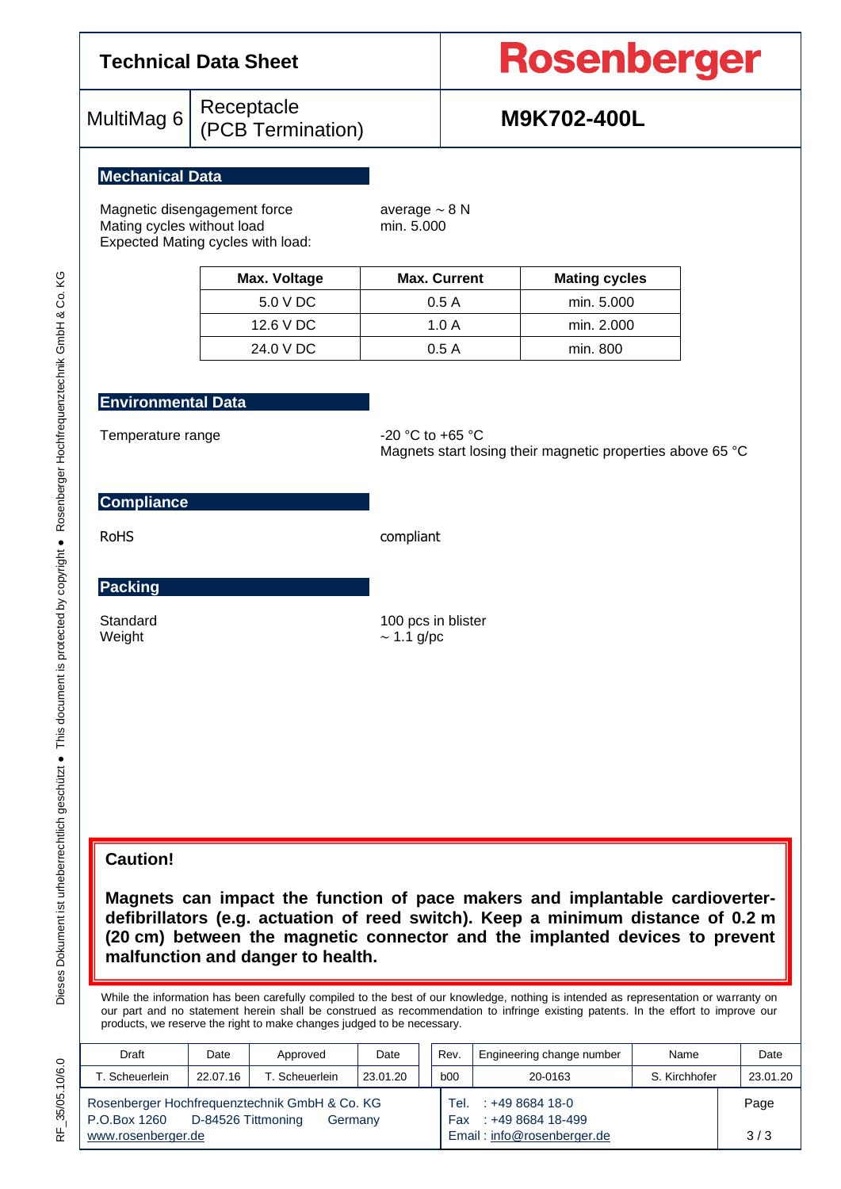# Technical Data Sheet

**Rosenberger**

MultiMag 6 | Receptacle (PCB Termination) | **M9K702-400L**

## Mechanical Data

Magnetic disengagement force — average ~ 8 N
Mating cycles without load — min. 5.000
Expected Mating cycles with load:

| Max. Voltage | Max. Current | Mating cycles |
|---|---|---|
| 5.0 V DC | 0.5 A | min. 5.000 |
| 12.6 V DC | 1.0 A | min. 2.000 |
| 24.0 V DC | 0.5 A | min. 800 |

## Environmental Data

Temperature range — -20 °C to +65 °C
Magnets start losing their magnetic properties above 65 °C

## Compliance

RoHS — compliant

## Packing

Standard — 100 pcs in blister
Weight — ~ 1.1 g/pc

**Caution!**

**Magnets can impact the function of pace makers and implantable cardioverter-defibrillators (e.g. actuation of reed switch). Keep a minimum distance of 0.2 m (20 cm) between the magnetic connector and the implanted devices to prevent malfunction and danger to health.**

While the information has been carefully compiled to the best of our knowledge, nothing is intended as representation or warranty on our part and no statement herein shall be construed as recommendation to infringe existing patents. In the effort to improve our products, we reserve the right to make changes judged to be necessary.

| Draft | Date | Approved | Date | Rev. | Engineering change number | Name | Date |
|---|---|---|---|---|---|---|---|
| T. Scheuerlein | 22.07.16 | T. Scheuerlein | 23.01.20 | b00 | 20-0163 | S. Kirchhofer | 23.01.20 |

Rosenberger Hochfrequenztechnik GmbH & Co. KG
P.O.Box 1260 D-84526 Tittmoning Germany
www.rosenberger.de

Tel. : +49 8684 18-0
Fax : +49 8684 18-499
Email : info@rosenberger.de

Dieses Dokument ist urheberrechtlich geschützt ● This document is protected by copyright ● Rosenberger Hochfrequenztechnik GmbH & Co. KG

RF_35/05.10/6.0